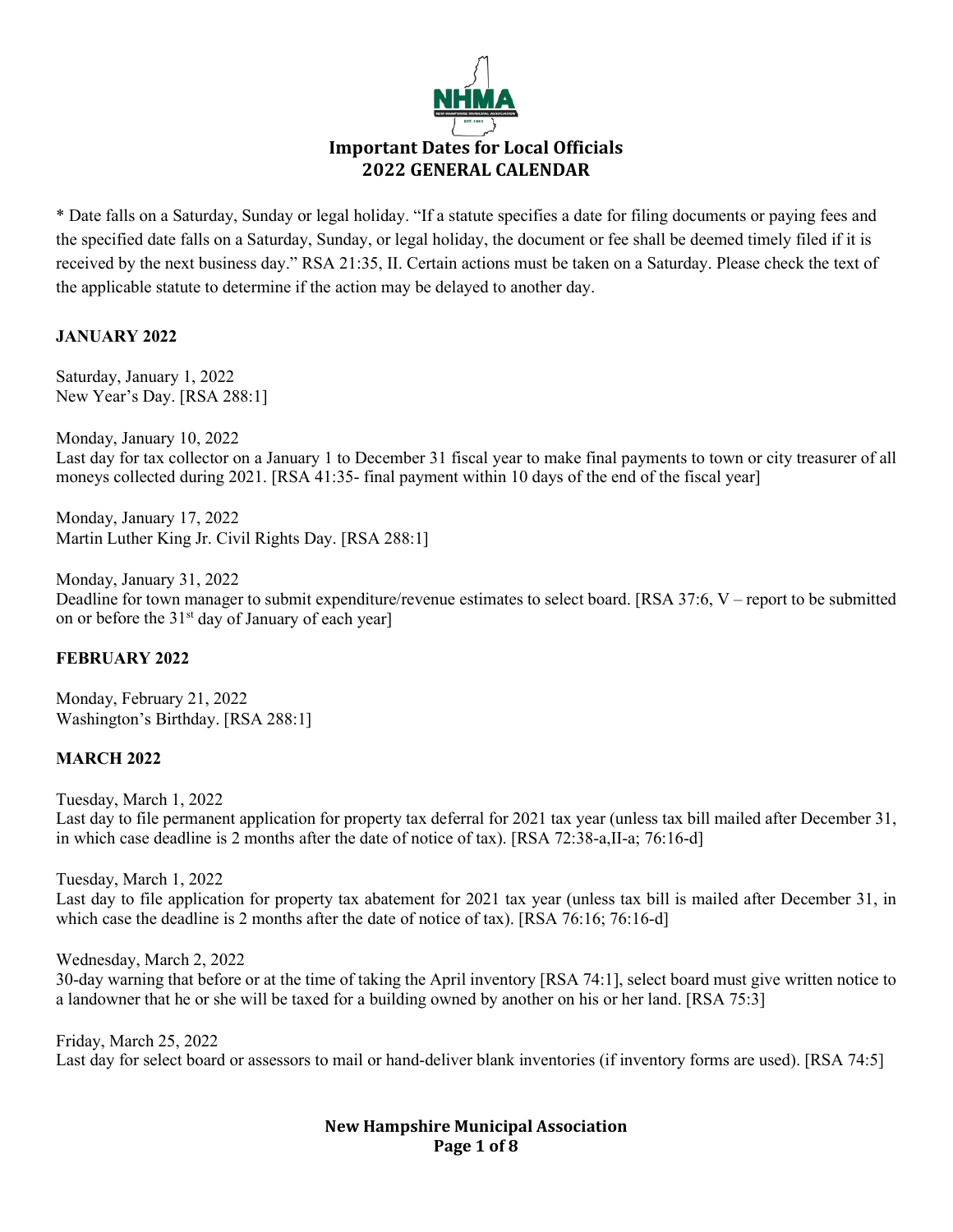# Important Dates for Local Officials
## 2022 GENERAL CALENDAR

* Date falls on a Saturday, Sunday or legal holiday. "If a statute specifies a date for filing documents or paying fees and the specified date falls on a Saturday, Sunday, or legal holiday, the document or fee shall be deemed timely filed if it is received by the next business day." RSA 21:35, II. Certain actions must be taken on a Saturday. Please check the text of the applicable statute to determine if the action may be delayed to another day.

### JANUARY 2022

Saturday, January 1, 2022
New Year's Day. [RSA 288:1]

Monday, January 10, 2022
Last day for tax collector on a January 1 to December 31 fiscal year to make final payments to town or city treasurer of all moneys collected during 2021. [RSA 41:35- final payment within 10 days of the end of the fiscal year]

Monday, January 17, 2022
Martin Luther King Jr. Civil Rights Day. [RSA 288:1]

Monday, January 31, 2022
Deadline for town manager to submit expenditure/revenue estimates to select board. [RSA 37:6, V – report to be submitted on or before the 31st day of January of each year]

### FEBRUARY 2022

Monday, February 21, 2022
Washington's Birthday. [RSA 288:1]

### MARCH 2022

Tuesday, March 1, 2022
Last day to file permanent application for property tax deferral for 2021 tax year (unless tax bill mailed after December 31, in which case deadline is 2 months after the date of notice of tax). [RSA 72:38-a,II-a; 76:16-d]

Tuesday, March 1, 2022
Last day to file application for property tax abatement for 2021 tax year (unless tax bill is mailed after December 31, in which case the deadline is 2 months after the date of notice of tax). [RSA 76:16; 76:16-d]

Wednesday, March 2, 2022
30-day warning that before or at the time of taking the April inventory [RSA 74:1], select board must give written notice to a landowner that he or she will be taxed for a building owned by another on his or her land. [RSA 75:3]

Friday, March 25, 2022
Last day for select board or assessors to mail or hand-deliver blank inventories (if inventory forms are used). [RSA 74:5]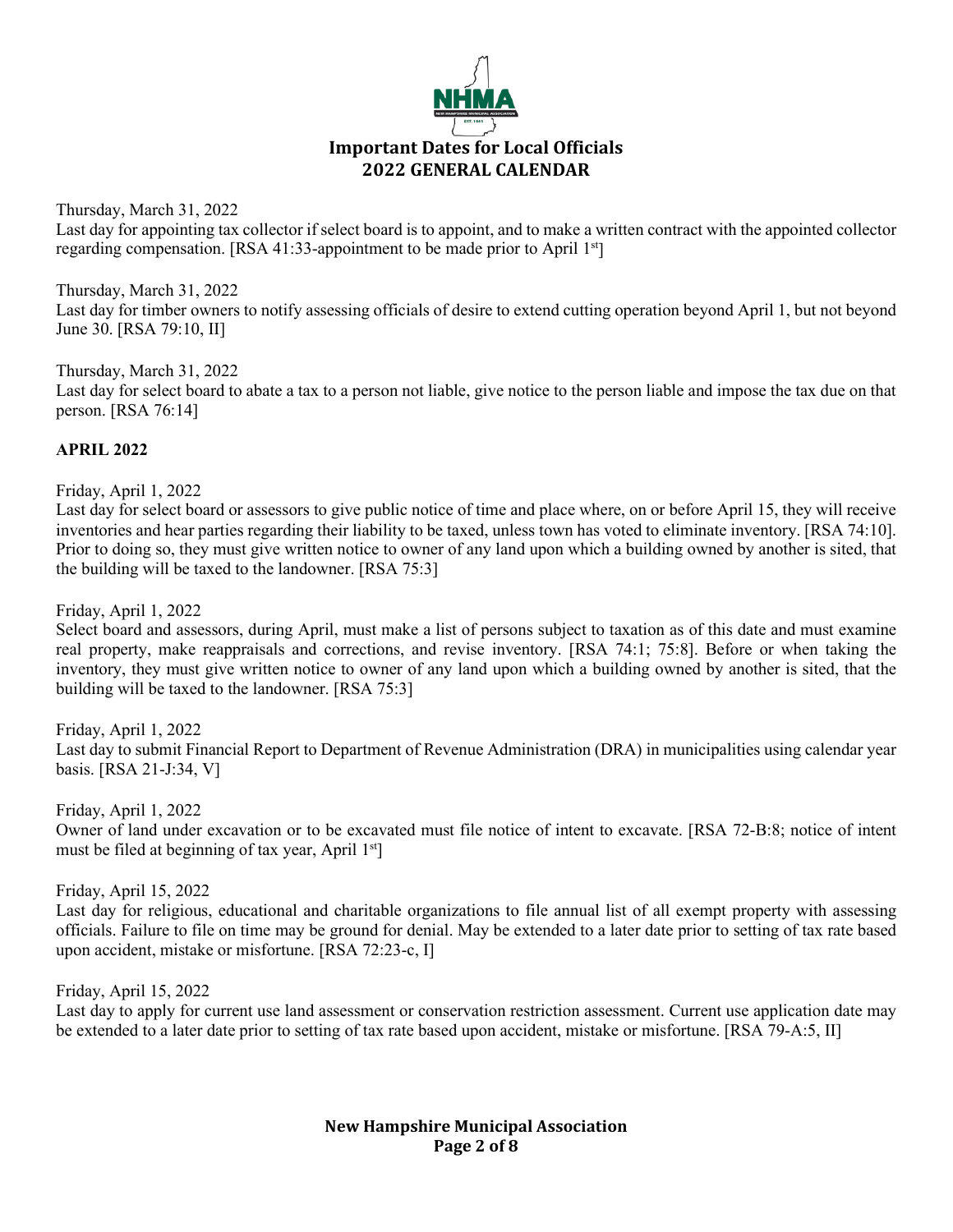# Important Dates for Local Officials
## 2022 GENERAL CALENDAR

Thursday, March 31, 2022
Last day for appointing tax collector if select board is to appoint, and to make a written contract with the appointed collector regarding compensation. [RSA 41:33-appointment to be made prior to April 1st]

Thursday, March 31, 2022
Last day for timber owners to notify assessing officials of desire to extend cutting operation beyond April 1, but not beyond June 30. [RSA 79:10, II]

Thursday, March 31, 2022
Last day for select board to abate a tax to a person not liable, give notice to the person liable and impose the tax due on that person. [RSA 76:14]

**APRIL 2022**

Friday, April 1, 2022
Last day for select board or assessors to give public notice of time and place where, on or before April 15, they will receive inventories and hear parties regarding their liability to be taxed, unless town has voted to eliminate inventory. [RSA 74:10]. Prior to doing so, they must give written notice to owner of any land upon which a building owned by another is sited, that the building will be taxed to the landowner. [RSA 75:3]

Friday, April 1, 2022
Select board and assessors, during April, must make a list of persons subject to taxation as of this date and must examine real property, make reappraisals and corrections, and revise inventory. [RSA 74:1; 75:8]. Before or when taking the inventory, they must give written notice to owner of any land upon which a building owned by another is sited, that the building will be taxed to the landowner. [RSA 75:3]

Friday, April 1, 2022
Last day to submit Financial Report to Department of Revenue Administration (DRA) in municipalities using calendar year basis. [RSA 21-J:34, V]

Friday, April 1, 2022
Owner of land under excavation or to be excavated must file notice of intent to excavate. [RSA 72-B:8; notice of intent must be filed at beginning of tax year, April 1st]

Friday, April 15, 2022
Last day for religious, educational and charitable organizations to file annual list of all exempt property with assessing officials. Failure to file on time may be ground for denial. May be extended to a later date prior to setting of tax rate based upon accident, mistake or misfortune. [RSA 72:23-c, I]

Friday, April 15, 2022
Last day to apply for current use land assessment or conservation restriction assessment. Current use application date may be extended to a later date prior to setting of tax rate based upon accident, mistake or misfortune. [RSA 79-A:5, II]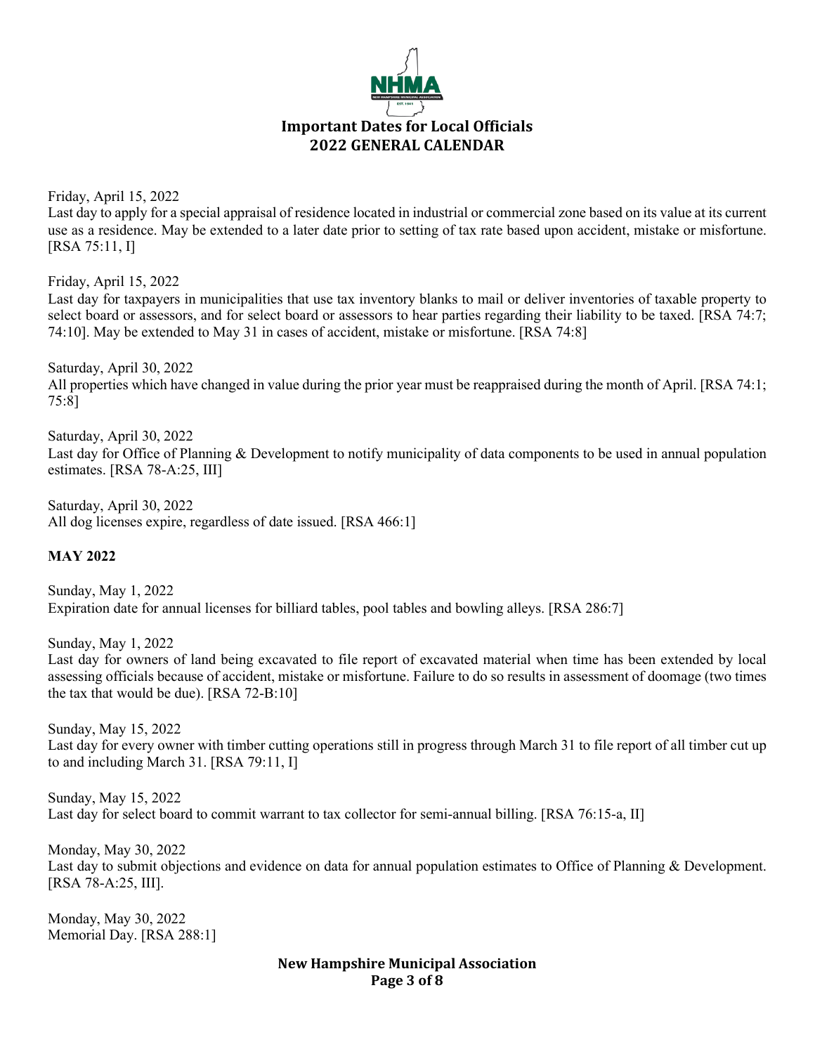# Important Dates for Local Officials
## 2022 GENERAL CALENDAR

Friday, April 15, 2022
Last day to apply for a special appraisal of residence located in industrial or commercial zone based on its value at its current use as a residence. May be extended to a later date prior to setting of tax rate based upon accident, mistake or misfortune. [RSA 75:11, I]

Friday, April 15, 2022
Last day for taxpayers in municipalities that use tax inventory blanks to mail or deliver inventories of taxable property to select board or assessors, and for select board or assessors to hear parties regarding their liability to be taxed. [RSA 74:7; 74:10]. May be extended to May 31 in cases of accident, mistake or misfortune. [RSA 74:8]

Saturday, April 30, 2022
All properties which have changed in value during the prior year must be reappraised during the month of April. [RSA 74:1; 75:8]

Saturday, April 30, 2022
Last day for Office of Planning & Development to notify municipality of data components to be used in annual population estimates. [RSA 78-A:25, III]

Saturday, April 30, 2022
All dog licenses expire, regardless of date issued. [RSA 466:1]

**MAY 2022**

Sunday, May 1, 2022
Expiration date for annual licenses for billiard tables, pool tables and bowling alleys. [RSA 286:7]

Sunday, May 1, 2022
Last day for owners of land being excavated to file report of excavated material when time has been extended by local assessing officials because of accident, mistake or misfortune. Failure to do so results in assessment of doomage (two times the tax that would be due). [RSA 72-B:10]

Sunday, May 15, 2022
Last day for every owner with timber cutting operations still in progress through March 31 to file report of all timber cut up to and including March 31. [RSA 79:11, I]

Sunday, May 15, 2022
Last day for select board to commit warrant to tax collector for semi-annual billing. [RSA 76:15-a, II]

Monday, May 30, 2022
Last day to submit objections and evidence on data for annual population estimates to Office of Planning & Development. [RSA 78-A:25, III].

Monday, May 30, 2022
Memorial Day. [RSA 288:1]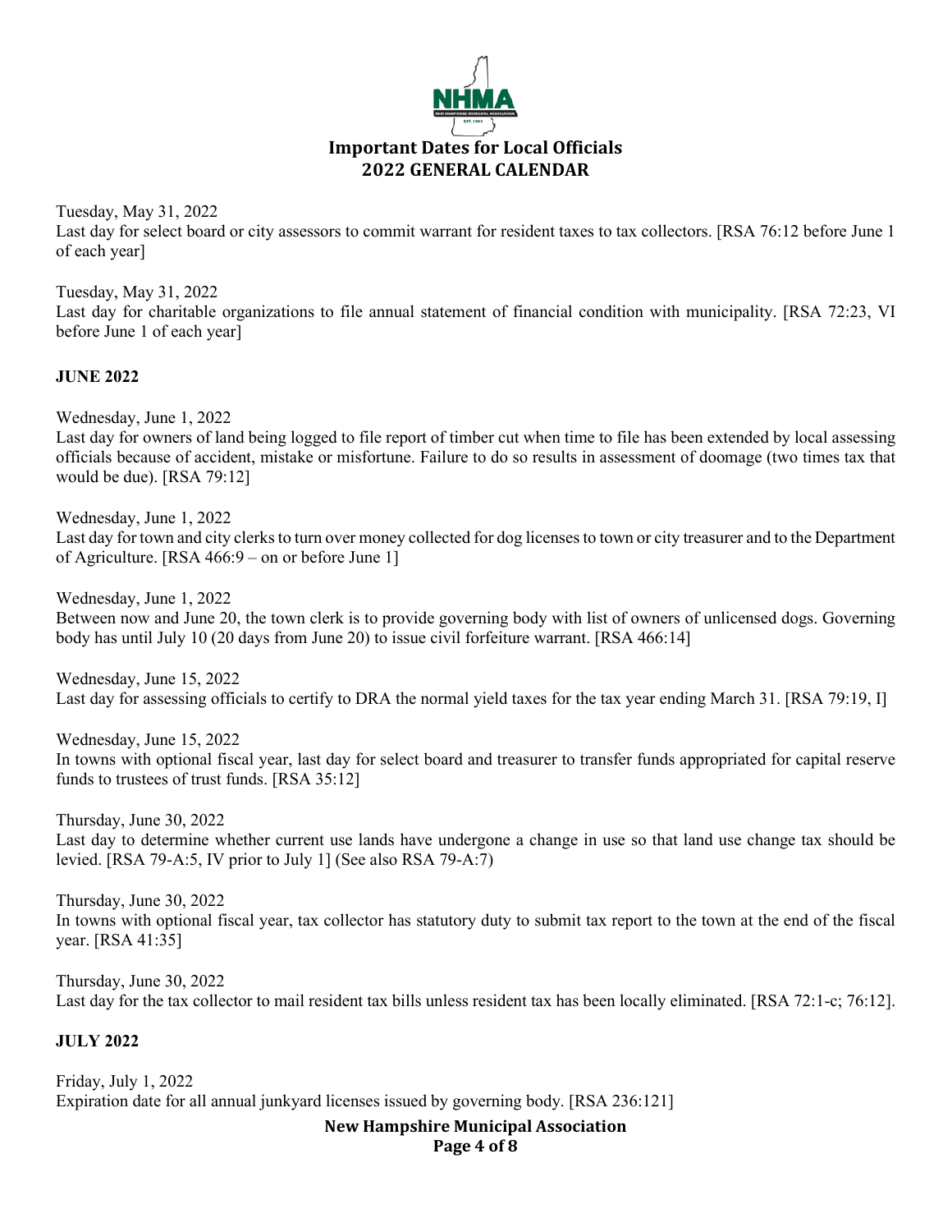# Important Dates for Local Officials
## 2022 GENERAL CALENDAR

Tuesday, May 31, 2022
Last day for select board or city assessors to commit warrant for resident taxes to tax collectors. [RSA 76:12 before June 1 of each year]

Tuesday, May 31, 2022
Last day for charitable organizations to file annual statement of financial condition with municipality. [RSA 72:23, VI before June 1 of each year]

**JUNE 2022**

Wednesday, June 1, 2022
Last day for owners of land being logged to file report of timber cut when time to file has been extended by local assessing officials because of accident, mistake or misfortune. Failure to do so results in assessment of doomage (two times tax that would be due). [RSA 79:12]

Wednesday, June 1, 2022
Last day for town and city clerks to turn over money collected for dog licenses to town or city treasurer and to the Department of Agriculture. [RSA 466:9 – on or before June 1]

Wednesday, June 1, 2022
Between now and June 20, the town clerk is to provide governing body with list of owners of unlicensed dogs. Governing body has until July 10 (20 days from June 20) to issue civil forfeiture warrant. [RSA 466:14]

Wednesday, June 15, 2022
Last day for assessing officials to certify to DRA the normal yield taxes for the tax year ending March 31. [RSA 79:19, I]

Wednesday, June 15, 2022
In towns with optional fiscal year, last day for select board and treasurer to transfer funds appropriated for capital reserve funds to trustees of trust funds. [RSA 35:12]

Thursday, June 30, 2022
Last day to determine whether current use lands have undergone a change in use so that land use change tax should be levied. [RSA 79-A:5, IV prior to July 1] (See also RSA 79-A:7)

Thursday, June 30, 2022
In towns with optional fiscal year, tax collector has statutory duty to submit tax report to the town at the end of the fiscal year. [RSA 41:35]

Thursday, June 30, 2022
Last day for the tax collector to mail resident tax bills unless resident tax has been locally eliminated. [RSA 72:1-c; 76:12].

**JULY 2022**

Friday, July 1, 2022
Expiration date for all annual junkyard licenses issued by governing body. [RSA 236:121]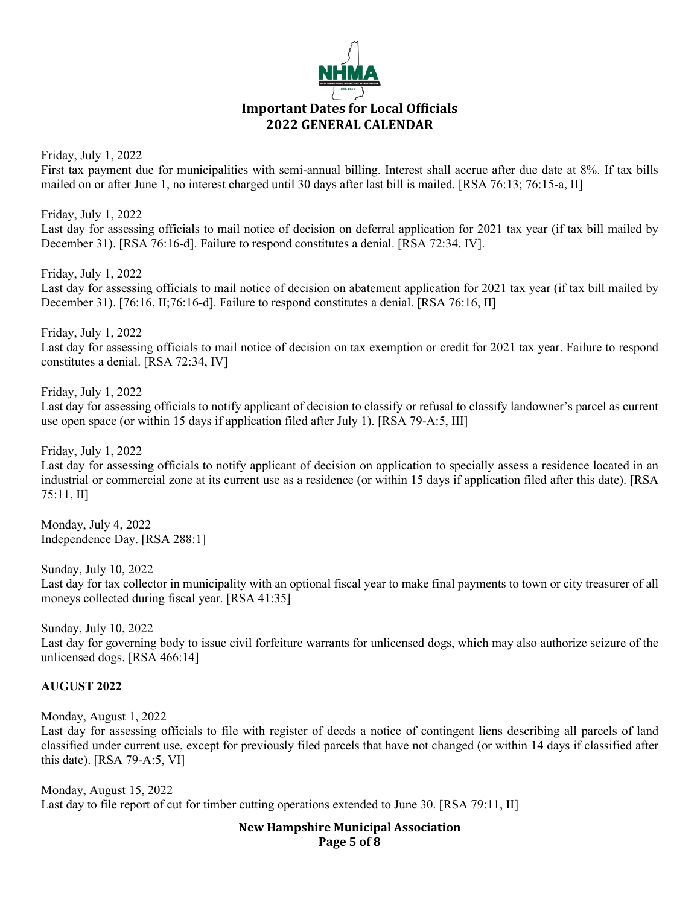# Important Dates for Local Officials
## 2022 GENERAL CALENDAR

Friday, July 1, 2022
First tax payment due for municipalities with semi-annual billing. Interest shall accrue after due date at 8%. If tax bills mailed on or after June 1, no interest charged until 30 days after last bill is mailed. [RSA 76:13; 76:15-a, II]

Friday, July 1, 2022
Last day for assessing officials to mail notice of decision on deferral application for 2021 tax year (if tax bill mailed by December 31). [RSA 76:16-d]. Failure to respond constitutes a denial. [RSA 72:34, IV].

Friday, July 1, 2022
Last day for assessing officials to mail notice of decision on abatement application for 2021 tax year (if tax bill mailed by December 31). [76:16, II;76:16-d]. Failure to respond constitutes a denial. [RSA 76:16, II]

Friday, July 1, 2022
Last day for assessing officials to mail notice of decision on tax exemption or credit for 2021 tax year. Failure to respond constitutes a denial. [RSA 72:34, IV]

Friday, July 1, 2022
Last day for assessing officials to notify applicant of decision to classify or refusal to classify landowner's parcel as current use open space (or within 15 days if application filed after July 1). [RSA 79-A:5, III]

Friday, July 1, 2022
Last day for assessing officials to notify applicant of decision on application to specially assess a residence located in an industrial or commercial zone at its current use as a residence (or within 15 days if application filed after this date). [RSA 75:11, II]

Monday, July 4, 2022
Independence Day. [RSA 288:1]

Sunday, July 10, 2022
Last day for tax collector in municipality with an optional fiscal year to make final payments to town or city treasurer of all moneys collected during fiscal year. [RSA 41:35]

Sunday, July 10, 2022
Last day for governing body to issue civil forfeiture warrants for unlicensed dogs, which may also authorize seizure of the unlicensed dogs. [RSA 466:14]

**AUGUST 2022**

Monday, August 1, 2022
Last day for assessing officials to file with register of deeds a notice of contingent liens describing all parcels of land classified under current use, except for previously filed parcels that have not changed (or within 14 days if classified after this date). [RSA 79-A:5, VI]

Monday, August 15, 2022
Last day to file report of cut for timber cutting operations extended to June 30. [RSA 79:11, II]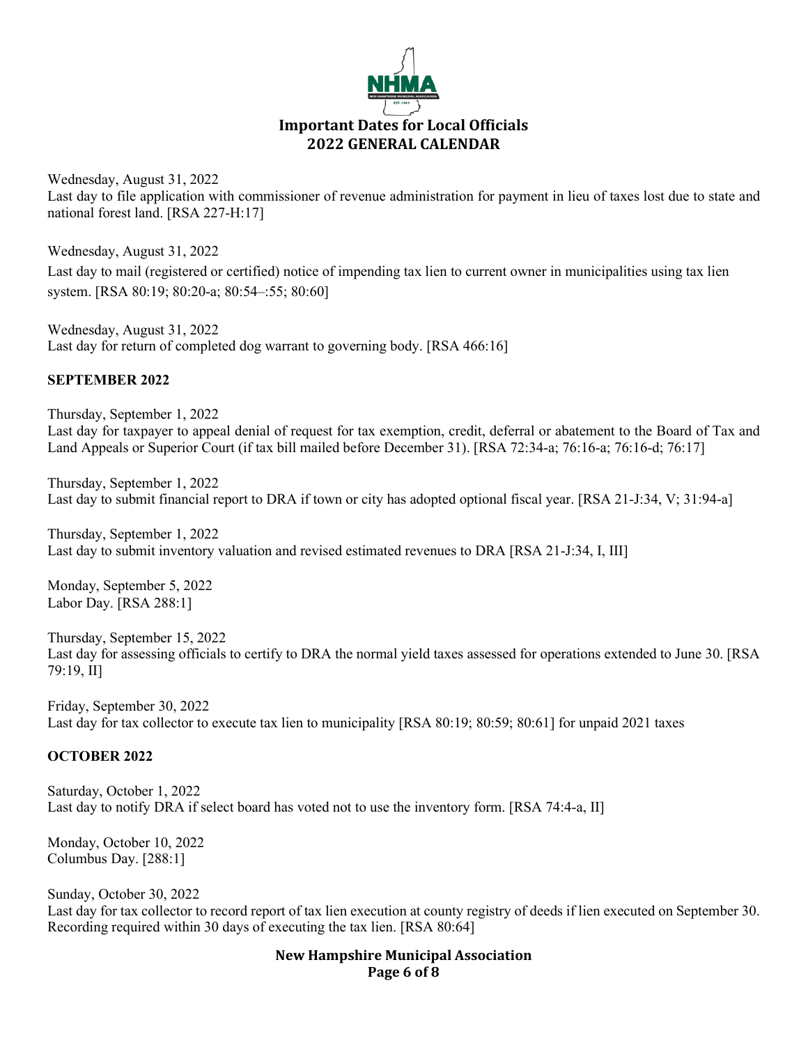Wednesday, August 31, 2022
Last day to file application with commissioner of revenue administration for payment in lieu of taxes lost due to state and national forest land. [RSA 227-H:17]

Wednesday, August 31, 2022
Last day to mail (registered or certified) notice of impending tax lien to current owner in municipalities using tax lien system. [RSA 80:19; 80:20-a; 80:54–:55; 80:60]

Wednesday, August 31, 2022
Last day for return of completed dog warrant to governing body. [RSA 466:16]

**SEPTEMBER 2022**

Thursday, September 1, 2022
Last day for taxpayer to appeal denial of request for tax exemption, credit, deferral or abatement to the Board of Tax and Land Appeals or Superior Court (if tax bill mailed before December 31). [RSA 72:34-a; 76:16-a; 76:16-d; 76:17]

Thursday, September 1, 2022
Last day to submit financial report to DRA if town or city has adopted optional fiscal year. [RSA 21-J:34, V; 31:94-a]

Thursday, September 1, 2022
Last day to submit inventory valuation and revised estimated revenues to DRA [RSA 21-J:34, I, III]

Monday, September 5, 2022
Labor Day. [RSA 288:1]

Thursday, September 15, 2022
Last day for assessing officials to certify to DRA the normal yield taxes assessed for operations extended to June 30. [RSA 79:19, II]

Friday, September 30, 2022
Last day for tax collector to execute tax lien to municipality [RSA 80:19; 80:59; 80:61] for unpaid 2021 taxes

**OCTOBER 2022**

Saturday, October 1, 2022
Last day to notify DRA if select board has voted not to use the inventory form. [RSA 74:4-a, II]

Monday, October 10, 2022
Columbus Day. [288:1]

Sunday, October 30, 2022
Last day for tax collector to record report of tax lien execution at county registry of deeds if lien executed on September 30. Recording required within 30 days of executing the tax lien. [RSA 80:64]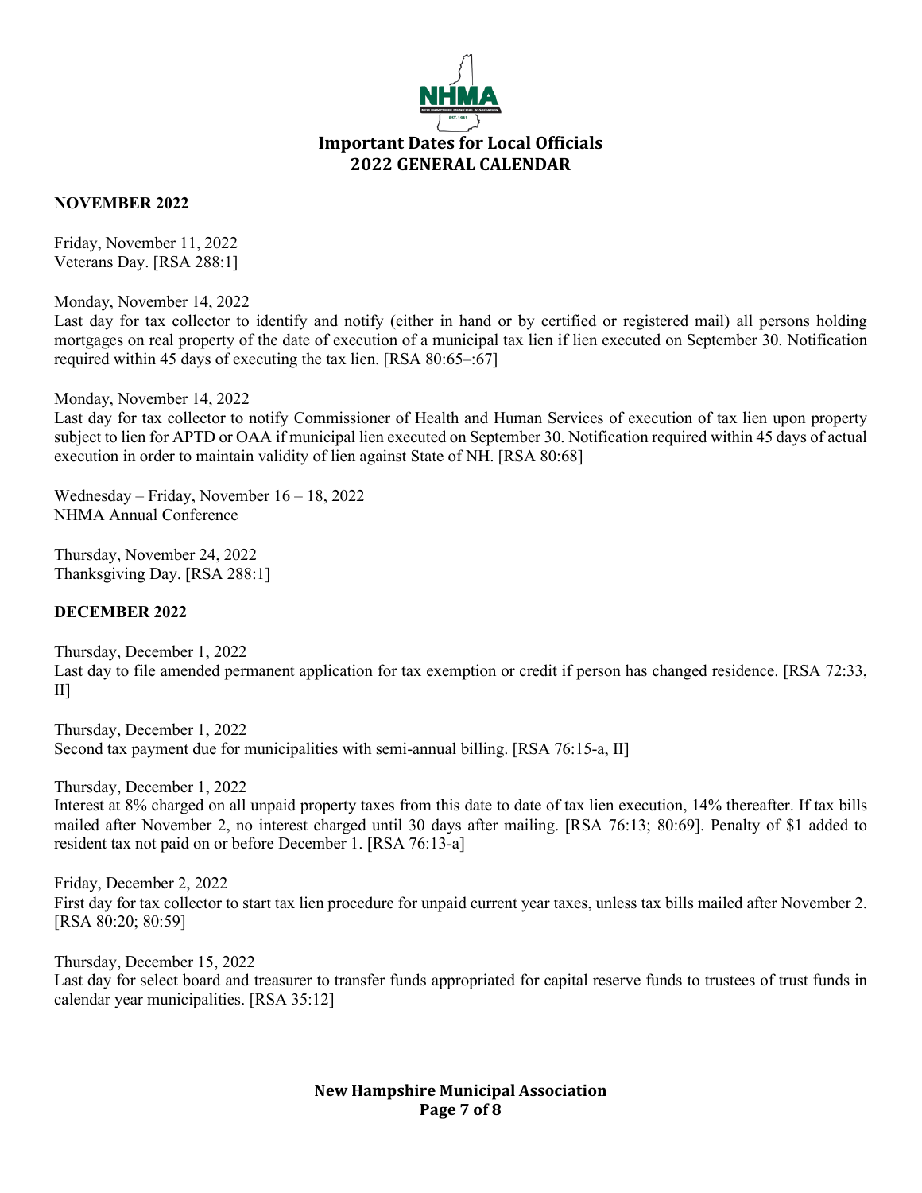# Important Dates for Local Officials
# 2022 GENERAL CALENDAR

## NOVEMBER 2022

Friday, November 11, 2022
Veterans Day. [RSA 288:1]

Monday, November 14, 2022
Last day for tax collector to identify and notify (either in hand or by certified or registered mail) all persons holding mortgages on real property of the date of execution of a municipal tax lien if lien executed on September 30. Notification required within 45 days of executing the tax lien. [RSA 80:65–:67]

Monday, November 14, 2022
Last day for tax collector to notify Commissioner of Health and Human Services of execution of tax lien upon property subject to lien for APTD or OAA if municipal lien executed on September 30. Notification required within 45 days of actual execution in order to maintain validity of lien against State of NH. [RSA 80:68]

Wednesday – Friday, November 16 – 18, 2022
NHMA Annual Conference

Thursday, November 24, 2022
Thanksgiving Day. [RSA 288:1]

## DECEMBER 2022

Thursday, December 1, 2022
Last day to file amended permanent application for tax exemption or credit if person has changed residence. [RSA 72:33, II]

Thursday, December 1, 2022
Second tax payment due for municipalities with semi-annual billing. [RSA 76:15-a, II]

Thursday, December 1, 2022
Interest at 8% charged on all unpaid property taxes from this date to date of tax lien execution, 14% thereafter. If tax bills mailed after November 2, no interest charged until 30 days after mailing. [RSA 76:13; 80:69]. Penalty of $1 added to resident tax not paid on or before December 1. [RSA 76:13-a]

Friday, December 2, 2022
First day for tax collector to start tax lien procedure for unpaid current year taxes, unless tax bills mailed after November 2. [RSA 80:20; 80:59]

Thursday, December 15, 2022
Last day for select board and treasurer to transfer funds appropriated for capital reserve funds to trustees of trust funds in calendar year municipalities. [RSA 35:12]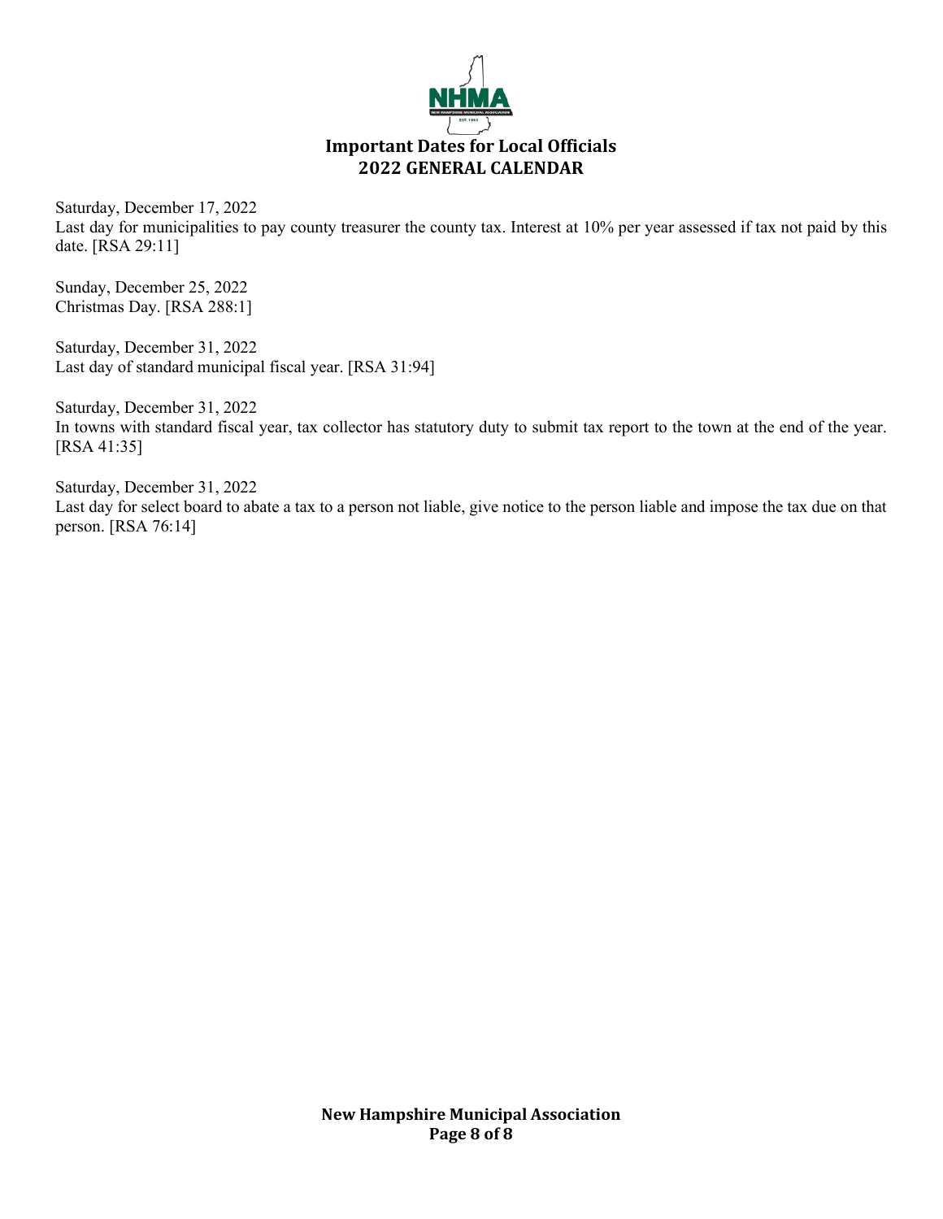Saturday, December 17, 2022
Last day for municipalities to pay county treasurer the county tax. Interest at 10% per year assessed if tax not paid by this date. [RSA 29:11]

Sunday, December 25, 2022
Christmas Day. [RSA 288:1]

Saturday, December 31, 2022
Last day of standard municipal fiscal year. [RSA 31:94]

Saturday, December 31, 2022
In towns with standard fiscal year, tax collector has statutory duty to submit tax report to the town at the end of the year. [RSA 41:35]

Saturday, December 31, 2022
Last day for select board to abate a tax to a person not liable, give notice to the person liable and impose the tax due on that person. [RSA 76:14]